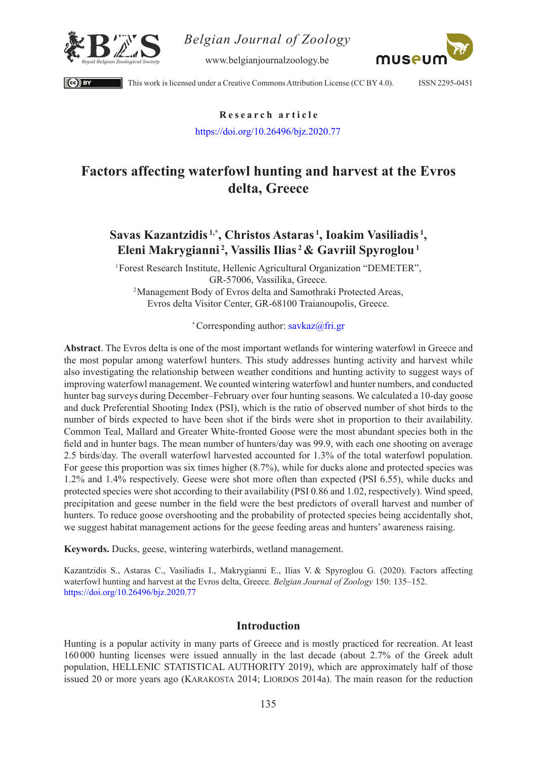Belgian Journal of Zoology

www.belgianjournalzoology.be

This work is licensed under a Creative Commons Attribution License (CC BY 4.0). ISSN 2295-0451

**Research article**

https://doi.org/10.26496/bjz.2020.77

# Factors affecting waterfowl hunting and harvest at the Evros delta, Greece

**Savas Kazantzidis [1,*], Christos Astaras [1], Ioakim Vasiliadis [1], Eleni Makrygianni [2], Vassilis Ilias [2] & Gavriil Spyroglou [1]**

[1]Forest Research Institute, Hellenic Agricultural Organization "DEMETER", GR-57006, Vassilika, Greece.
[2]Management Body of Evros delta and Samothraki Protected Areas, Evros delta Visitor Center, GR-68100 Traianoupolis, Greece.

[*]Corresponding author: savkaz@fri.gr

**Abstract**. The Evros delta is one of the most important wetlands for wintering waterfowl in Greece and the most popular among waterfowl hunters. This study addresses hunting activity and harvest while also investigating the relationship between weather conditions and hunting activity to suggest ways of improving waterfowl management. We counted wintering waterfowl and hunter numbers, and conducted hunter bag surveys during December–February over four hunting seasons. We calculated a 10-day goose and duck Preferential Shooting Index (PSI), which is the ratio of observed number of shot birds to the number of birds expected to have been shot if the birds were shot in proportion to their availability. Common Teal, Mallard and Greater White-fronted Goose were the most abundant species both in the field and in hunter bags. The mean number of hunters/day was 99.9, with each one shooting on average 2.5 birds/day. The overall waterfowl harvested accounted for 1.3% of the total waterfowl population. For geese this proportion was six times higher (8.7%), while for ducks alone and protected species was 1.2% and 1.4% respectively. Geese were shot more often than expected (PSI 6.55), while ducks and protected species were shot according to their availability (PSI 0.86 and 1.02, respectively). Wind speed, precipitation and geese number in the field were the best predictors of overall harvest and number of hunters. To reduce goose overshooting and the probability of protected species being accidentally shot, we suggest habitat management actions for the geese feeding areas and hunters' awareness raising.

**Keywords.** Ducks, geese, wintering waterbirds, wetland management.

Kazantzidis S., Astaras C., Vasiliadis I., Makrygianni E., Ilias V. & Spyroglou G. (2020). Factors affecting waterfowl hunting and harvest at the Evros delta, Greece. *Belgian Journal of Zoology* 150: 135–152. https://doi.org/10.26496/bjz.2020.77

## Introduction

Hunting is a popular activity in many parts of Greece and is mostly practiced for recreation. At least 160 000 hunting licenses were issued annually in the last decade (about 2.7% of the Greek adult population, HELLENIC STATISTICAL AUTHORITY 2019), which are approximately half of those issued 20 or more years ago (KARAKOSTA 2014; LIORDOS 2014a). The main reason for the reduction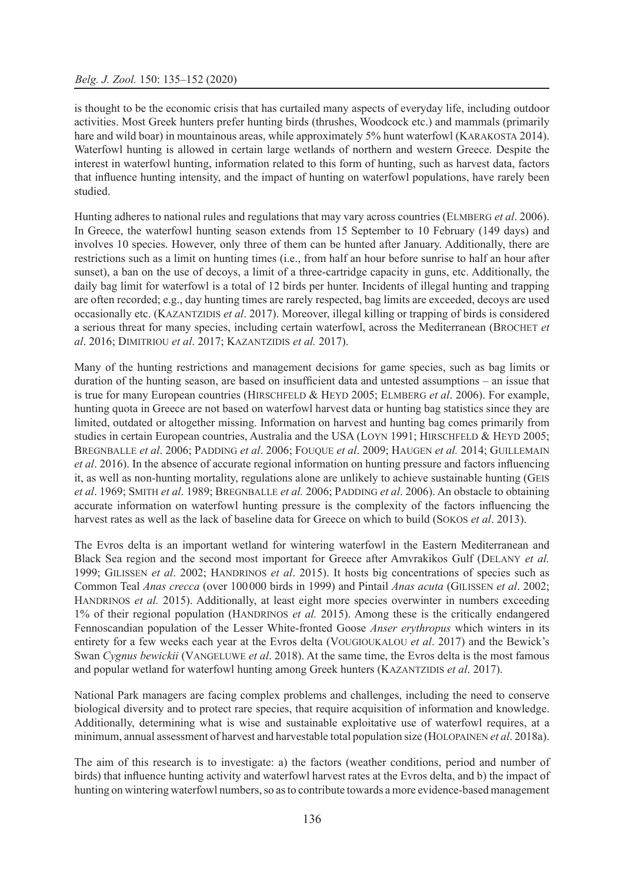is thought to be the economic crisis that has curtailed many aspects of everyday life, including outdoor activities. Most Greek hunters prefer hunting birds (thrushes, Woodcock etc.) and mammals (primarily hare and wild boar) in mountainous areas, while approximately 5% hunt waterfowl (Karakosta 2014). Waterfowl hunting is allowed in certain large wetlands of northern and western Greece. Despite the interest in waterfowl hunting, information related to this form of hunting, such as harvest data, factors that influence hunting intensity, and the impact of hunting on waterfowl populations, have rarely been studied.

Hunting adheres to national rules and regulations that may vary across countries (Elmberg *et al*. 2006). In Greece, the waterfowl hunting season extends from 15 September to 10 February (149 days) and involves 10 species. However, only three of them can be hunted after January. Additionally, there are restrictions such as a limit on hunting times (i.e., from half an hour before sunrise to half an hour after sunset), a ban on the use of decoys, a limit of a three-cartridge capacity in guns, etc. Additionally, the daily bag limit for waterfowl is a total of 12 birds per hunter. Incidents of illegal hunting and trapping are often recorded; e.g., day hunting times are rarely respected, bag limits are exceeded, decoys are used occasionally etc. (Kazantzidis *et al*. 2017). Moreover, illegal killing or trapping of birds is considered a serious threat for many species, including certain waterfowl, across the Mediterranean (Brochet *et al*. 2016; Dimitriou *et al*. 2017; Kazantzidis *et al.* 2017).

Many of the hunting restrictions and management decisions for game species, such as bag limits or duration of the hunting season, are based on insufficient data and untested assumptions – an issue that is true for many European countries (Hirschfeld & Heyd 2005; Elmberg *et al*. 2006). For example, hunting quota in Greece are not based on waterfowl harvest data or hunting bag statistics since they are limited, outdated or altogether missing. Information on harvest and hunting bag comes primarily from studies in certain European countries, Australia and the USA (Loyn 1991; Hirschfeld & Heyd 2005; Bregnballe *et al*. 2006; Padding *et al*. 2006; Fouque *et al*. 2009; Haugen *et al.* 2014; Guillemain *et al*. 2016). In the absence of accurate regional information on hunting pressure and factors influencing it, as well as non-hunting mortality, regulations alone are unlikely to achieve sustainable hunting (Geis *et al*. 1969; Smith *et al*. 1989; Bregnballe *et al.* 2006; Padding *et al*. 2006). An obstacle to obtaining accurate information on waterfowl hunting pressure is the complexity of the factors influencing the harvest rates as well as the lack of baseline data for Greece on which to build (Sokos *et al*. 2013).

The Evros delta is an important wetland for wintering waterfowl in the Eastern Mediterranean and Black Sea region and the second most important for Greece after Amvrakikos Gulf (Delany *et al.* 1999; Gilissen *et al*. 2002; Handrinos *et al*. 2015). It hosts big concentrations of species such as Common Teal *Anas crecca* (over 100 000 birds in 1999) and Pintail *Anas acuta* (Gilissen *et al*. 2002; Handrinos *et al.* 2015). Additionally, at least eight more species overwinter in numbers exceeding 1% of their regional population (Handrinos *et al.* 2015). Among these is the critically endangered Fennoscandian population of the Lesser White-fronted Goose *Anser erythropus* which winters in its entirety for a few weeks each year at the Evros delta (Vougioukalou *et al*. 2017) and the Bewick's Swan *Cygnus bewickii* (Vangeluwe *et al*. 2018). At the same time, the Evros delta is the most famous and popular wetland for waterfowl hunting among Greek hunters (Kazantzidis *et al*. 2017).

National Park managers are facing complex problems and challenges, including the need to conserve biological diversity and to protect rare species, that require acquisition of information and knowledge. Additionally, determining what is wise and sustainable exploitative use of waterfowl requires, at a minimum, annual assessment of harvest and harvestable total population size (Holopainen *et al*. 2018a).

The aim of this research is to investigate: a) the factors (weather conditions, period and number of birds) that influence hunting activity and waterfowl harvest rates at the Evros delta, and b) the impact of hunting on wintering waterfowl numbers, so as to contribute towards a more evidence-based management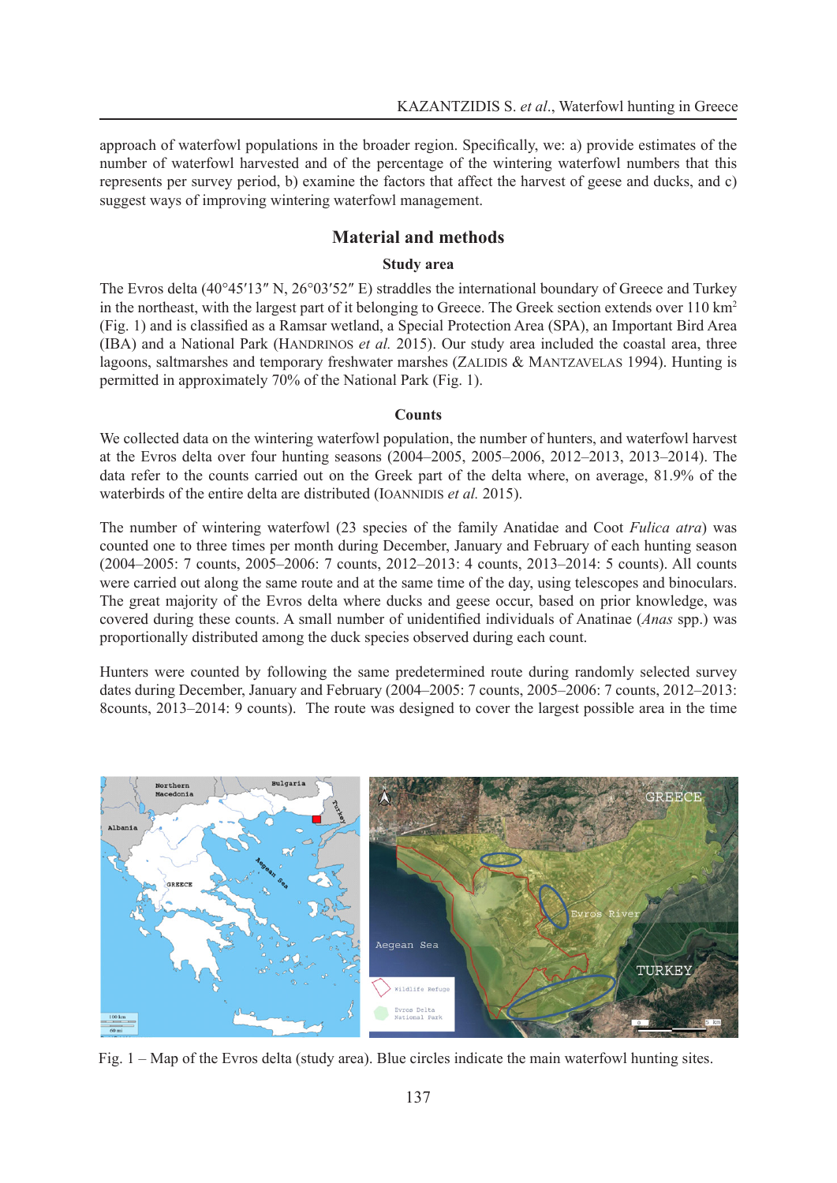approach of waterfowl populations in the broader region. Specifically, we: a) provide estimates of the number of waterfowl harvested and of the percentage of the wintering waterfowl numbers that this represents per survey period, b) examine the factors that affect the harvest of geese and ducks, and c) suggest ways of improving wintering waterfowl management.

## Material and methods

### Study area

The Evros delta (40°45′13″ N, 26°03′52″ E) straddles the international boundary of Greece and Turkey in the northeast, with the largest part of it belonging to Greece. The Greek section extends over 110 km$^2$ (Fig. 1) and is classified as a Ramsar wetland, a Special Protection Area (SPA), an Important Bird Area (IBA) and a National Park (Handrinos *et al.* 2015). Our study area included the coastal area, three lagoons, saltmarshes and temporary freshwater marshes (Zalidis & Mantzavelas 1994). Hunting is permitted in approximately 70% of the National Park (Fig. 1).

### Counts

We collected data on the wintering waterfowl population, the number of hunters, and waterfowl harvest at the Evros delta over four hunting seasons (2004–2005, 2005–2006, 2012–2013, 2013–2014). The data refer to the counts carried out on the Greek part of the delta where, on average, 81.9% of the waterbirds of the entire delta are distributed (Ioannidis *et al.* 2015).

The number of wintering waterfowl (23 species of the family Anatidae and Coot *Fulica atra*) was counted one to three times per month during December, January and February of each hunting season (2004–2005: 7 counts, 2005–2006: 7 counts, 2012–2013: 4 counts, 2013–2014: 5 counts). All counts were carried out along the same route and at the same time of the day, using telescopes and binoculars. The great majority of the Evros delta where ducks and geese occur, based on prior knowledge, was covered during these counts. A small number of unidentified individuals of Anatinae (*Anas* spp.) was proportionally distributed among the duck species observed during each count.

Hunters were counted by following the same predetermined route during randomly selected survey dates during December, January and February (2004–2005: 7 counts, 2005–2006: 7 counts, 2012–2013: 8counts, 2013–2014: 9 counts). The route was designed to cover the largest possible area in the time

Fig. 1 – Map of the Evros delta (study area). Blue circles indicate the main waterfowl hunting sites.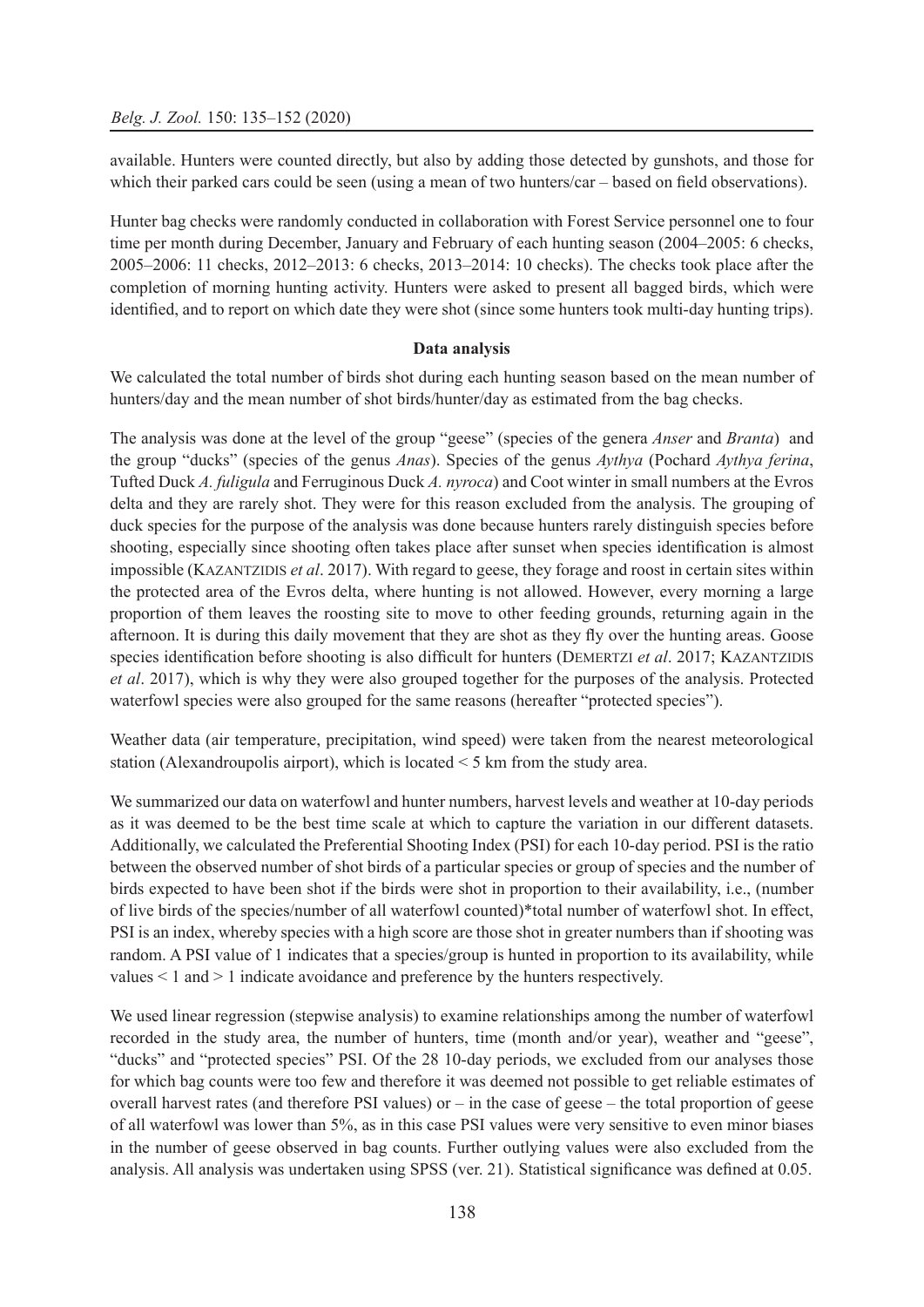available. Hunters were counted directly, but also by adding those detected by gunshots, and those for which their parked cars could be seen (using a mean of two hunters/car – based on field observations).

Hunter bag checks were randomly conducted in collaboration with Forest Service personnel one to four time per month during December, January and February of each hunting season (2004–2005: 6 checks, 2005–2006: 11 checks, 2012–2013: 6 checks, 2013–2014: 10 checks). The checks took place after the completion of morning hunting activity. Hunters were asked to present all bagged birds, which were identified, and to report on which date they were shot (since some hunters took multi-day hunting trips).

### Data analysis

We calculated the total number of birds shot during each hunting season based on the mean number of hunters/day and the mean number of shot birds/hunter/day as estimated from the bag checks.

The analysis was done at the level of the group "geese" (species of the genera *Anser* and *Branta*) and the group "ducks" (species of the genus *Anas*). Species of the genus *Aythya* (Pochard *Aythya ferina*, Tufted Duck *A. fuligula* and Ferruginous Duck *A. nyroca*) and Coot winter in small numbers at the Evros delta and they are rarely shot. They were for this reason excluded from the analysis. The grouping of duck species for the purpose of the analysis was done because hunters rarely distinguish species before shooting, especially since shooting often takes place after sunset when species identification is almost impossible (Kazantzidis *et al*. 2017). With regard to geese, they forage and roost in certain sites within the protected area of the Evros delta, where hunting is not allowed. However, every morning a large proportion of them leaves the roosting site to move to other feeding grounds, returning again in the afternoon. It is during this daily movement that they are shot as they fly over the hunting areas. Goose species identification before shooting is also difficult for hunters (Demertzi *et al*. 2017; Kazantzidis *et al*. 2017), which is why they were also grouped together for the purposes of the analysis. Protected waterfowl species were also grouped for the same reasons (hereafter "protected species").

Weather data (air temperature, precipitation, wind speed) were taken from the nearest meteorological station (Alexandroupolis airport), which is located < 5 km from the study area.

We summarized our data on waterfowl and hunter numbers, harvest levels and weather at 10-day periods as it was deemed to be the best time scale at which to capture the variation in our different datasets. Additionally, we calculated the Preferential Shooting Index (PSI) for each 10-day period. PSI is the ratio between the observed number of shot birds of a particular species or group of species and the number of birds expected to have been shot if the birds were shot in proportion to their availability, i.e., (number of live birds of the species/number of all waterfowl counted)*total number of waterfowl shot. In effect, PSI is an index, whereby species with a high score are those shot in greater numbers than if shooting was random. A PSI value of 1 indicates that a species/group is hunted in proportion to its availability, while values < 1 and > 1 indicate avoidance and preference by the hunters respectively.

We used linear regression (stepwise analysis) to examine relationships among the number of waterfowl recorded in the study area, the number of hunters, time (month and/or year), weather and "geese", "ducks" and "protected species" PSI. Of the 28 10-day periods, we excluded from our analyses those for which bag counts were too few and therefore it was deemed not possible to get reliable estimates of overall harvest rates (and therefore PSI values) or – in the case of geese – the total proportion of geese of all waterfowl was lower than 5%, as in this case PSI values were very sensitive to even minor biases in the number of geese observed in bag counts. Further outlying values were also excluded from the analysis. All analysis was undertaken using SPSS (ver. 21). Statistical significance was defined at 0.05.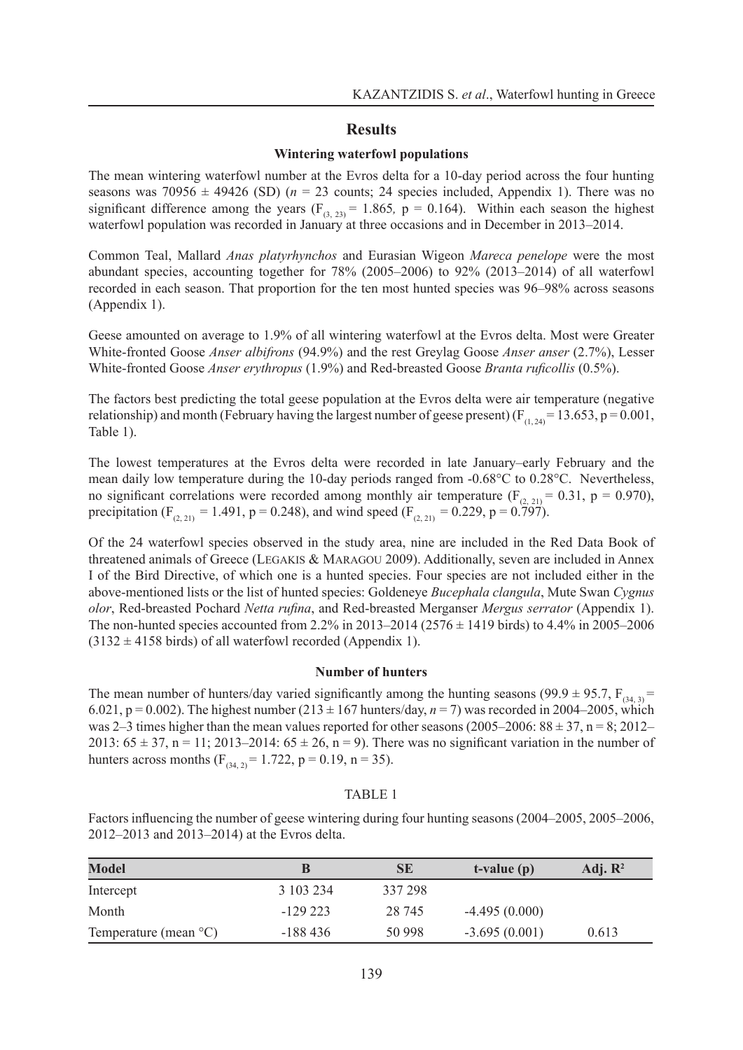## Results

### Wintering waterfowl populations

The mean wintering waterfowl number at the Evros delta for a 10-day period across the four hunting seasons was 70956 ± 49426 (SD) (*n* = 23 counts; 24 species included, Appendix 1). There was no significant difference among the years ($F_{(3, 23)} = 1.865$, $p = 0.164$). Within each season the highest waterfowl population was recorded in January at three occasions and in December in 2013–2014.

Common Teal, Mallard *Anas platyrhynchos* and Eurasian Wigeon *Mareca penelope* were the most abundant species, accounting together for 78% (2005–2006) to 92% (2013–2014) of all waterfowl recorded in each season. That proportion for the ten most hunted species was 96–98% across seasons (Appendix 1).

Geese amounted on average to 1.9% of all wintering waterfowl at the Evros delta. Most were Greater White-fronted Goose *Anser albifrons* (94.9%) and the rest Greylag Goose *Anser anser* (2.7%), Lesser White-fronted Goose *Anser erythropus* (1.9%) and Red-breasted Goose *Branta ruficollis* (0.5%).

The factors best predicting the total geese population at the Evros delta were air temperature (negative relationship) and month (February having the largest number of geese present) ($F_{(1, 24)} = 13.653$, $p = 0.001$, Table 1).

The lowest temperatures at the Evros delta were recorded in late January–early February and the mean daily low temperature during the 10-day periods ranged from -0.68°C to 0.28°C. Nevertheless, no significant correlations were recorded among monthly air temperature ($F_{(2, 21)} = 0.31$, $p = 0.970$), precipitation ($F_{(2, 21)} = 1.491$, $p = 0.248$), and wind speed ($F_{(2, 21)} = 0.229$, $p = 0.797$).

Of the 24 waterfowl species observed in the study area, nine are included in the Red Data Book of threatened animals of Greece (Legakis & Maragou 2009). Additionally, seven are included in Annex I of the Bird Directive, of which one is a hunted species. Four species are not included either in the above-mentioned lists or the list of hunted species: Goldeneye *Bucephala clangula*, Mute Swan *Cygnus olor*, Red-breasted Pochard *Netta rufina*, and Red-breasted Merganser *Mergus serrator* (Appendix 1). The non-hunted species accounted from 2.2% in 2013–2014 (2576 ± 1419 birds) to 4.4% in 2005–2006 (3132 ± 4158 birds) of all waterfowl recorded (Appendix 1).

### Number of hunters

The mean number of hunters/day varied significantly among the hunting seasons (99.9 ± 95.7, $F_{(34, 3)} = 6.021$, $p = 0.002$). The highest number (213 ± 167 hunters/day, *n* = 7) was recorded in 2004–2005, which was 2–3 times higher than the mean values reported for other seasons (2005–2006: 88 ± 37, n = 8; 2012–2013: 65 ± 37, n = 11; 2013–2014: 65 ± 26, n = 9). There was no significant variation in the number of hunters across months ($F_{(34, 2)} = 1.722$, $p = 0.19$, n = 35).

TABLE 1

Factors influencing the number of geese wintering during four hunting seasons (2004–2005, 2005–2006, 2012–2013 and 2013–2014) at the Evros delta.

| Model | B | SE | t-value (p) | Adj. $R^2$ |
|---|---|---|---|---|
| Intercept | 3 103 234 | 337 298 | | |
| Month | -129 223 | 28 745 | -4.495 (0.000) | |
| Temperature (mean °C) | -188 436 | 50 998 | -3.695 (0.001) | 0.613 |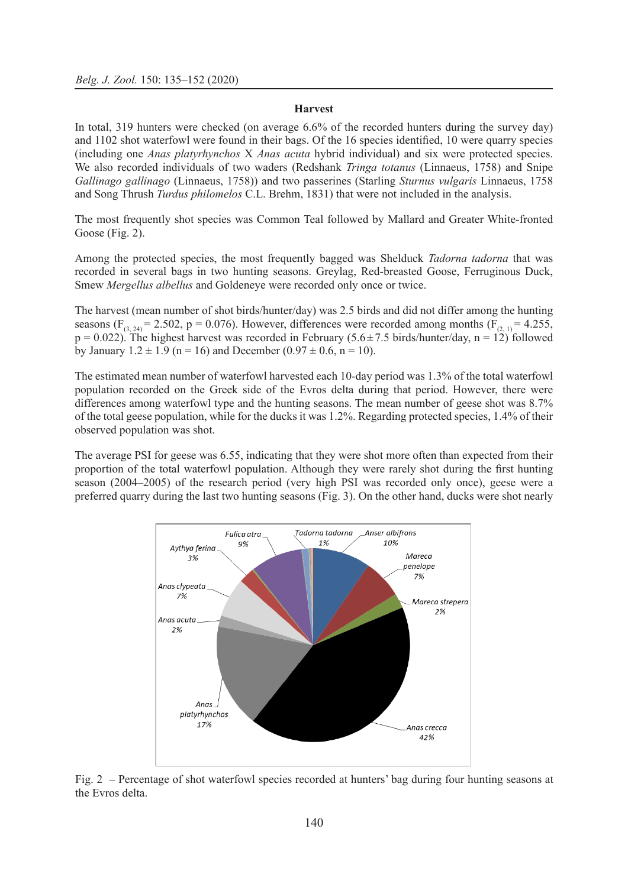### Harvest

In total, 319 hunters were checked (on average 6.6% of the recorded hunters during the survey day) and 1102 shot waterfowl were found in their bags. Of the 16 species identified, 10 were quarry species (including one *Anas platyrhynchos* X *Anas acuta* hybrid individual) and six were protected species. We also recorded individuals of two waders (Redshank *Tringa totanus* (Linnaeus, 1758) and Snipe *Gallinago gallinago* (Linnaeus, 1758)) and two passerines (Starling *Sturnus vulgaris* Linnaeus, 1758 and Song Thrush *Turdus philomelos* C.L. Brehm, 1831) that were not included in the analysis.

The most frequently shot species was Common Teal followed by Mallard and Greater White-fronted Goose (Fig. 2).

Among the protected species, the most frequently bagged was Shelduck *Tadorna tadorna* that was recorded in several bags in two hunting seasons. Greylag, Red-breasted Goose, Ferruginous Duck, Smew *Mergellus albellus* and Goldeneye were recorded only once or twice.

The harvest (mean number of shot birds/hunter/day) was 2.5 birds and did not differ among the hunting seasons ($F_{(3, 24)} = 2.502$, $p = 0.076$). However, differences were recorded among months ($F_{(2, 1)} = 4.255$, $p = 0.022$). The highest harvest was recorded in February ($5.6 \pm 7.5$ birds/hunter/day, n = 12) followed by January $1.2 \pm 1.9$ (n = 16) and December ($0.97 \pm 0.6$, n = 10).

The estimated mean number of waterfowl harvested each 10-day period was 1.3% of the total waterfowl population recorded on the Greek side of the Evros delta during that period. However, there were differences among waterfowl type and the hunting seasons. The mean number of geese shot was 8.7% of the total geese population, while for the ducks it was 1.2%. Regarding protected species, 1.4% of their observed population was shot.

The average PSI for geese was 6.55, indicating that they were shot more often than expected from their proportion of the total waterfowl population. Although they were rarely shot during the first hunting season (2004–2005) of the research period (very high PSI was recorded only once), geese were a preferred quarry during the last two hunting seasons (Fig. 3). On the other hand, ducks were shot nearly

Fig. 2 – Percentage of shot waterfowl species recorded at hunters' bag during four hunting seasons at the Evros delta.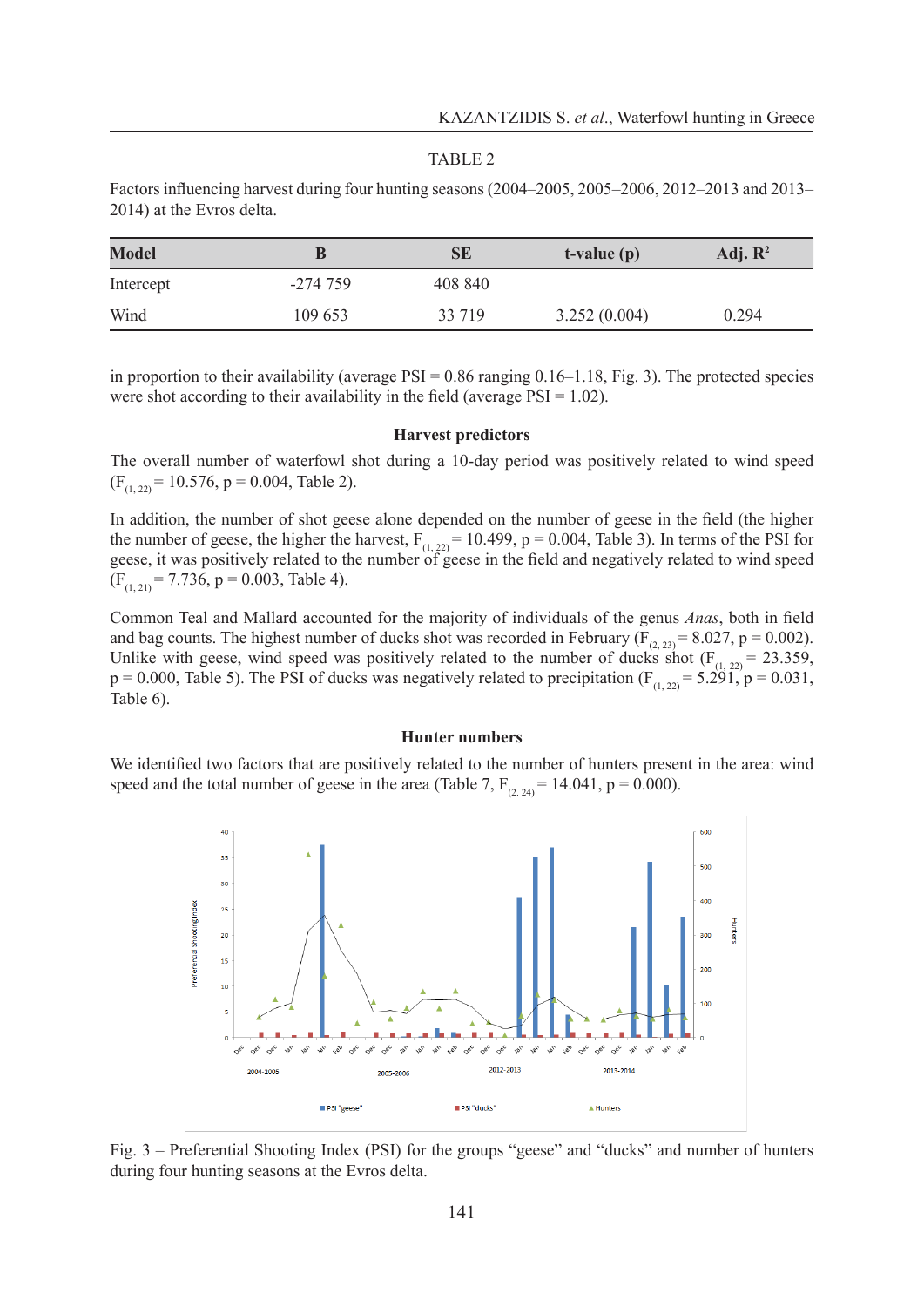TABLE 2

Factors influencing harvest during four hunting seasons (2004–2005, 2005–2006, 2012–2013 and 2013–2014) at the Evros delta.

| Model | B | SE | t-value (p) | Adj. $R^2$ |
|---|---|---|---|---|
| Intercept | -274 759 | 408 840 | | |
| Wind | 109 653 | 33 719 | 3.252 (0.004) | 0.294 |

in proportion to their availability (average PSI = 0.86 ranging 0.16–1.18, Fig. 3). The protected species were shot according to their availability in the field (average PSI = 1.02).

### Harvest predictors

The overall number of waterfowl shot during a 10-day period was positively related to wind speed ($F_{(1, 22)} = 10.576$, $p = 0.004$, Table 2).

In addition, the number of shot geese alone depended on the number of geese in the field (the higher the number of geese, the higher the harvest, $F_{(1, 22)} = 10.499$, $p = 0.004$, Table 3). In terms of the PSI for geese, it was positively related to the number of geese in the field and negatively related to wind speed ($F_{(1, 21)} = 7.736$, $p = 0.003$, Table 4).

Common Teal and Mallard accounted for the majority of individuals of the genus *Anas*, both in field and bag counts. The highest number of ducks shot was recorded in February ($F_{(2, 23)} = 8.027$, $p = 0.002$). Unlike with geese, wind speed was positively related to the number of ducks shot ($F_{(1, 22)} = 23.359$, $p = 0.000$, Table 5). The PSI of ducks was negatively related to precipitation ($F_{(1, 22)} = 5.291$, $p = 0.031$, Table 6).

### Hunter numbers

We identified two factors that are positively related to the number of hunters present in the area: wind speed and the total number of geese in the area (Table 7, $F_{(2. 24)} = 14.041$, $p = 0.000$).

Preferential Shooting Index
Hunters
0 5 10 15 20 25 30 35 40
0 100 200 300 400 500 600
Dec Dec Dec Jan Jan Jan Feb Dec Dec Dec Jan Jan Jan Feb Dec Dec Dec Jan Jan Jan Feb Dec Dec Dec Jan Jan Jan Feb
2004-2005
2005-2006
2012-2013
2013-2014
PSI "geese"
PSI "ducks"
Hunters

Fig. 3 – Preferential Shooting Index (PSI) for the groups “geese” and “ducks” and number of hunters during four hunting seasons at the Evros delta.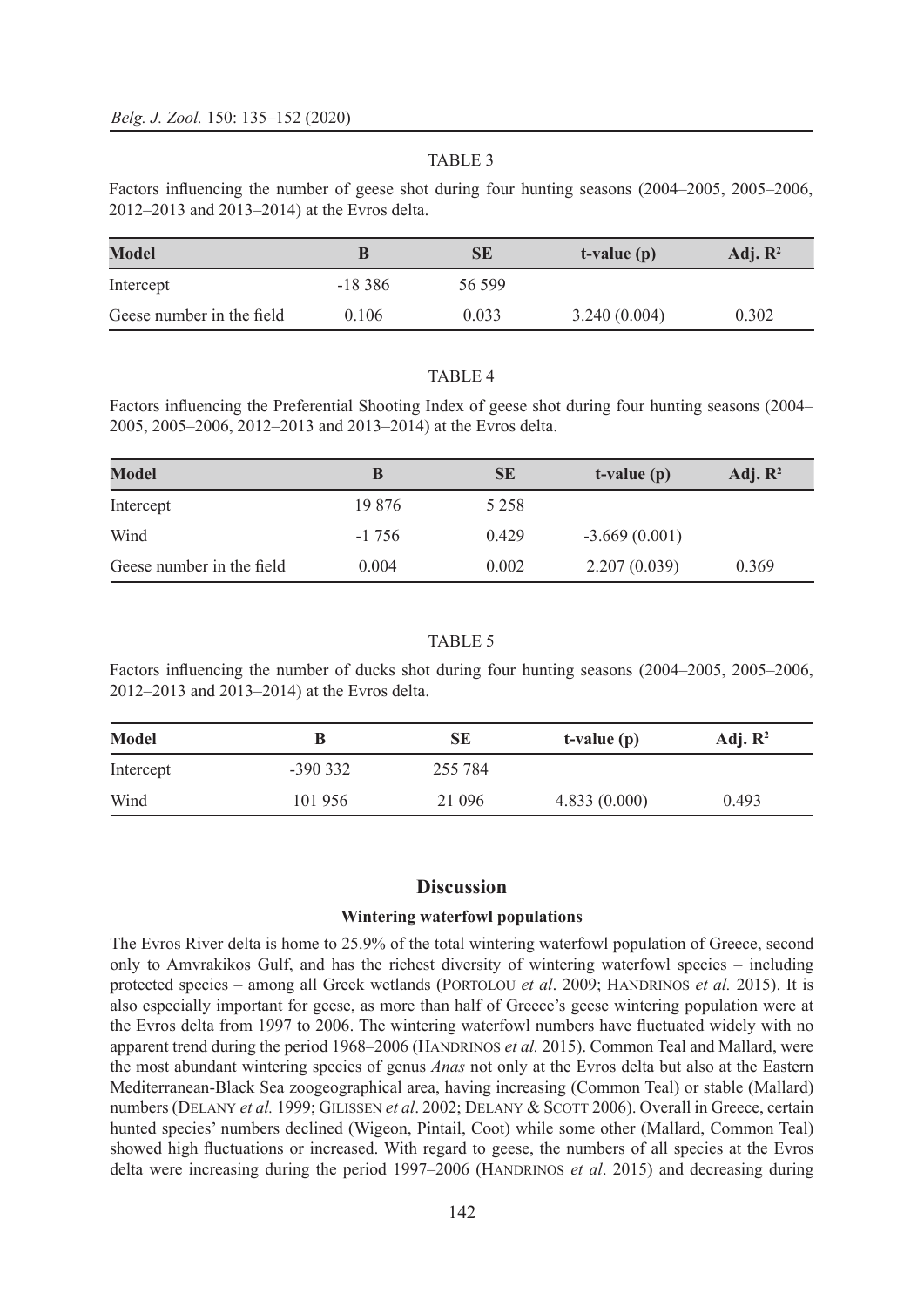TABLE 3

Factors influencing the number of geese shot during four hunting seasons (2004–2005, 2005–2006, 2012–2013 and 2013–2014) at the Evros delta.

| Model | B | SE | t-value (p) | Adj. $R^2$ |
|---|---|---|---|---|
| Intercept | -18 386 | 56 599 | | |
| Geese number in the field | 0.106 | 0.033 | 3.240 (0.004) | 0.302 |

TABLE 4

Factors influencing the Preferential Shooting Index of geese shot during four hunting seasons (2004–2005, 2005–2006, 2012–2013 and 2013–2014) at the Evros delta.

| Model | B | SE | t-value (p) | Adj. $R^2$ |
|---|---|---|---|---|
| Intercept | 19 876 | 5 258 | | |
| Wind | -1 756 | 0.429 | -3.669 (0.001) | |
| Geese number in the field | 0.004 | 0.002 | 2.207 (0.039) | 0.369 |

TABLE 5

Factors influencing the number of ducks shot during four hunting seasons (2004–2005, 2005–2006, 2012–2013 and 2013–2014) at the Evros delta.

| Model | B | SE | t-value (p) | Adj. $R^2$ |
|---|---|---|---|---|
| Intercept | -390 332 | 255 784 | | |
| Wind | 101 956 | 21 096 | 4.833 (0.000) | 0.493 |

## Discussion

### Wintering waterfowl populations

The Evros River delta is home to 25.9% of the total wintering waterfowl population of Greece, second only to Amvrakikos Gulf, and has the richest diversity of wintering waterfowl species – including protected species – among all Greek wetlands (Portolou *et al*. 2009; Handrinos *et al.* 2015). It is also especially important for geese, as more than half of Greece's geese wintering population were at the Evros delta from 1997 to 2006. The wintering waterfowl numbers have fluctuated widely with no apparent trend during the period 1968–2006 (Handrinos *et al.* 2015). Common Teal and Mallard, were the most abundant wintering species of genus *Anas* not only at the Evros delta but also at the Eastern Mediterranean-Black Sea zoogeographical area, having increasing (Common Teal) or stable (Mallard) numbers (Delany *et al.* 1999; Gilissen *et al*. 2002; Delany & Scott 2006). Overall in Greece, certain hunted species' numbers declined (Wigeon, Pintail, Coot) while some other (Mallard, Common Teal) showed high fluctuations or increased. With regard to geese, the numbers of all species at the Evros delta were increasing during the period 1997–2006 (Handrinos *et al*. 2015) and decreasing during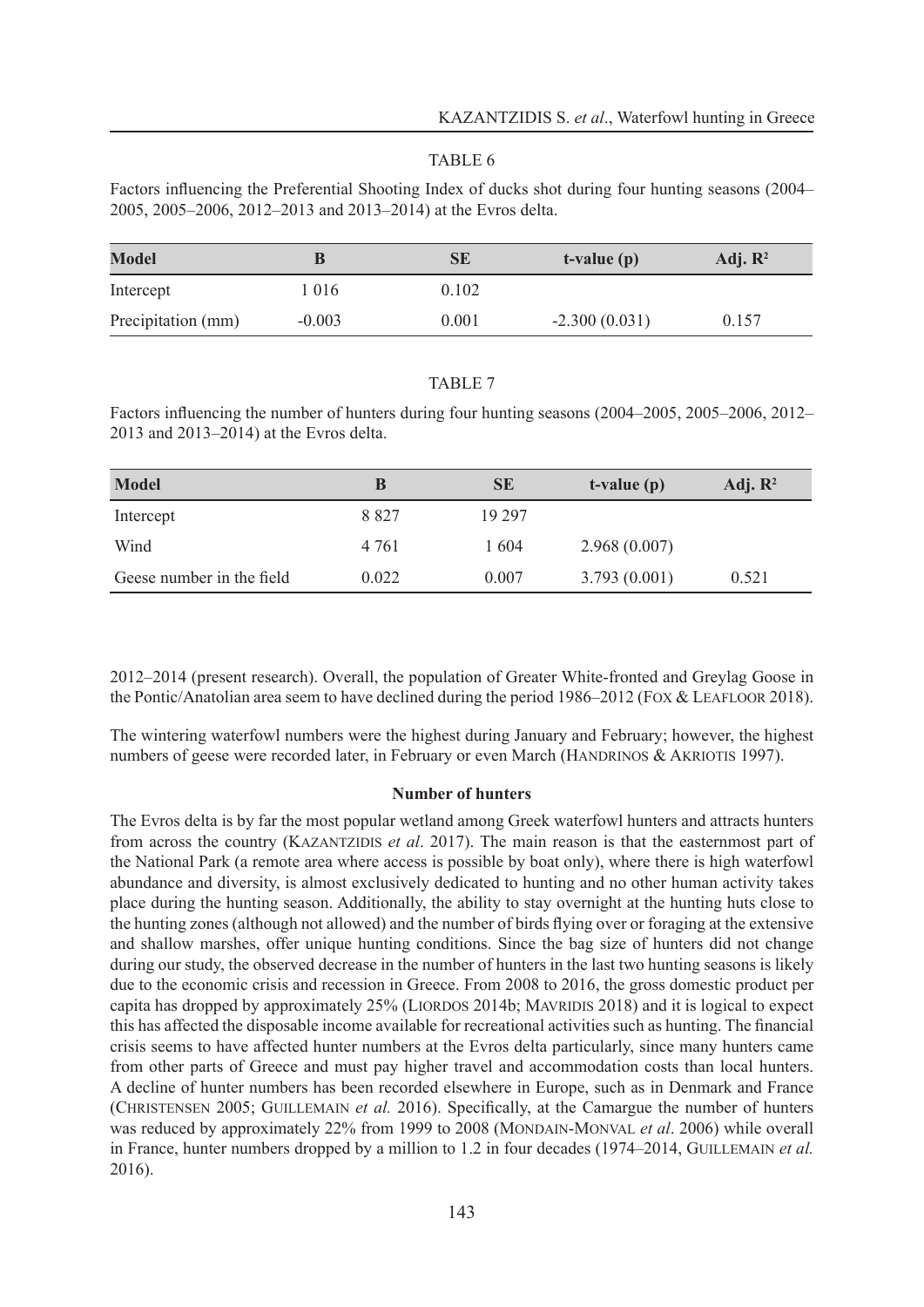TABLE 6

Factors influencing the Preferential Shooting Index of ducks shot during four hunting seasons (2004–2005, 2005–2006, 2012–2013 and 2013–2014) at the Evros delta.

| Model | B | SE | t-value (p) | Adj. $R^2$ |
|---|---|---|---|---|
| Intercept | 1 016 | 0.102 | | |
| Precipitation (mm) | -0.003 | 0.001 | -2.300 (0.031) | 0.157 |

TABLE 7

Factors influencing the number of hunters during four hunting seasons (2004–2005, 2005–2006, 2012–2013 and 2013–2014) at the Evros delta.

| Model | B | SE | t-value (p) | Adj. $R^2$ |
|---|---|---|---|---|
| Intercept | 8 827 | 19 297 | | |
| Wind | 4 761 | 1 604 | 2.968 (0.007) | |
| Geese number in the field | 0.022 | 0.007 | 3.793 (0.001) | 0.521 |

2012–2014 (present research). Overall, the population of Greater White-fronted and Greylag Goose in the Pontic/Anatolian area seem to have declined during the period 1986–2012 (Fox & Leafloor 2018).

The wintering waterfowl numbers were the highest during January and February; however, the highest numbers of geese were recorded later, in February or even March (Handrinos & Akriotis 1997).

**Number of hunters**

The Evros delta is by far the most popular wetland among Greek waterfowl hunters and attracts hunters from across the country (Kazantzidis *et al*. 2017). The main reason is that the easternmost part of the National Park (a remote area where access is possible by boat only), where there is high waterfowl abundance and diversity, is almost exclusively dedicated to hunting and no other human activity takes place during the hunting season. Additionally, the ability to stay overnight at the hunting huts close to the hunting zones (although not allowed) and the number of birds flying over or foraging at the extensive and shallow marshes, offer unique hunting conditions. Since the bag size of hunters did not change during our study, the observed decrease in the number of hunters in the last two hunting seasons is likely due to the economic crisis and recession in Greece. From 2008 to 2016, the gross domestic product per capita has dropped by approximately 25% (Liordos 2014b; Mavridis 2018) and it is logical to expect this has affected the disposable income available for recreational activities such as hunting. The financial crisis seems to have affected hunter numbers at the Evros delta particularly, since many hunters came from other parts of Greece and must pay higher travel and accommodation costs than local hunters. A decline of hunter numbers has been recorded elsewhere in Europe, such as in Denmark and France (Christensen 2005; Guillemain *et al.* 2016). Specifically, at the Camargue the number of hunters was reduced by approximately 22% from 1999 to 2008 (Mondain-Monval *et al*. 2006) while overall in France, hunter numbers dropped by a million to 1.2 in four decades (1974–2014, Guillemain *et al.* 2016).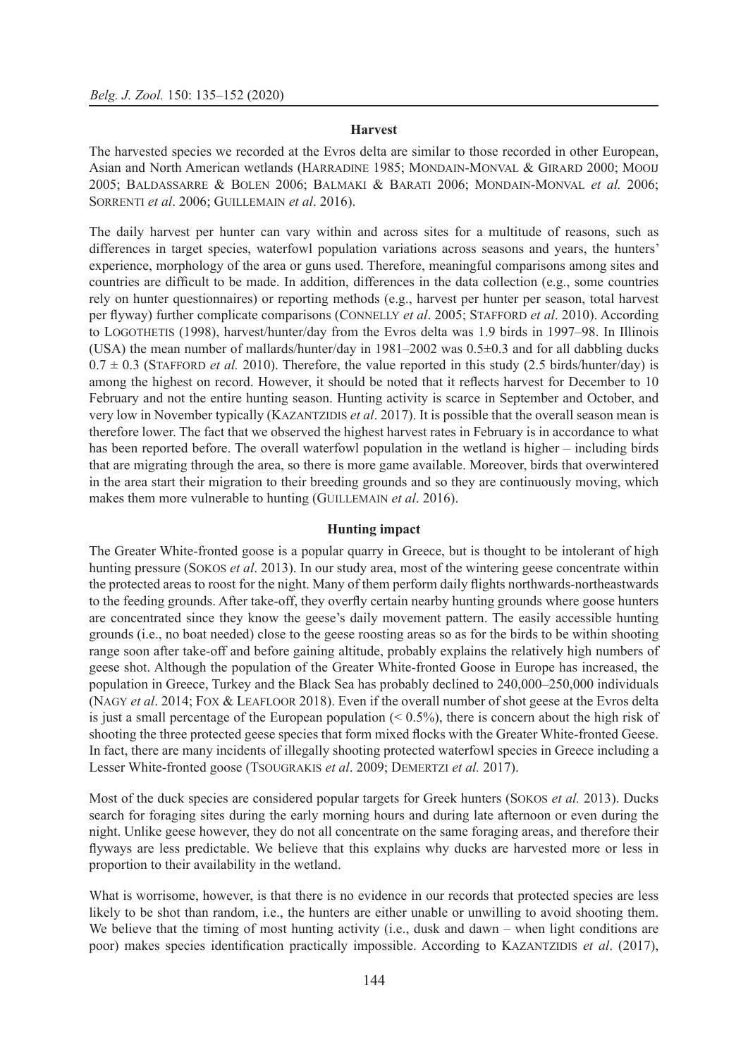### Harvest

The harvested species we recorded at the Evros delta are similar to those recorded in other European, Asian and North American wetlands (Harradine 1985; Mondain-Monval & Girard 2000; Mooij 2005; Baldassarre & Bolen 2006; Balmaki & Barati 2006; Mondain-Monval *et al.* 2006; Sorrenti *et al*. 2006; Guillemain *et al*. 2016).

The daily harvest per hunter can vary within and across sites for a multitude of reasons, such as differences in target species, waterfowl population variations across seasons and years, the hunters' experience, morphology of the area or guns used. Therefore, meaningful comparisons among sites and countries are difficult to be made. In addition, differences in the data collection (e.g., some countries rely on hunter questionnaires) or reporting methods (e.g., harvest per hunter per season, total harvest per flyway) further complicate comparisons (Connelly *et al*. 2005; Stafford *et al*. 2010). According to Logothetis (1998), harvest/hunter/day from the Evros delta was 1.9 birds in 1997–98. In Illinois (USA) the mean number of mallards/hunter/day in 1981–2002 was 0.5±0.3 and for all dabbling ducks 0.7 ± 0.3 (Stafford *et al.* 2010). Therefore, the value reported in this study (2.5 birds/hunter/day) is among the highest on record. However, it should be noted that it reflects harvest for December to 10 February and not the entire hunting season. Hunting activity is scarce in September and October, and very low in November typically (Kazantzidis *et al*. 2017). It is possible that the overall season mean is therefore lower. The fact that we observed the highest harvest rates in February is in accordance to what has been reported before. The overall waterfowl population in the wetland is higher – including birds that are migrating through the area, so there is more game available. Moreover, birds that overwintered in the area start their migration to their breeding grounds and so they are continuously moving, which makes them more vulnerable to hunting (Guillemain *et al*. 2016).

### Hunting impact

The Greater White-fronted goose is a popular quarry in Greece, but is thought to be intolerant of high hunting pressure (Sokos *et al*. 2013). In our study area, most of the wintering geese concentrate within the protected areas to roost for the night. Many of them perform daily flights northwards-northeastwards to the feeding grounds. After take-off, they overfly certain nearby hunting grounds where goose hunters are concentrated since they know the geese's daily movement pattern. The easily accessible hunting grounds (i.e., no boat needed) close to the geese roosting areas so as for the birds to be within shooting range soon after take-off and before gaining altitude, probably explains the relatively high numbers of geese shot. Although the population of the Greater White-fronted Goose in Europe has increased, the population in Greece, Turkey and the Black Sea has probably declined to 240,000–250,000 individuals (Nagy *et al*. 2014; Fox & Leafloor 2018). Even if the overall number of shot geese at the Evros delta is just a small percentage of the European population (< 0.5%), there is concern about the high risk of shooting the three protected geese species that form mixed flocks with the Greater White-fronted Geese. In fact, there are many incidents of illegally shooting protected waterfowl species in Greece including a Lesser White-fronted goose (Tsougrakis *et al*. 2009; Demertzi *et al.* 2017).

Most of the duck species are considered popular targets for Greek hunters (Sokos *et al.* 2013). Ducks search for foraging sites during the early morning hours and during late afternoon or even during the night. Unlike geese however, they do not all concentrate on the same foraging areas, and therefore their flyways are less predictable. We believe that this explains why ducks are harvested more or less in proportion to their availability in the wetland.

What is worrisome, however, is that there is no evidence in our records that protected species are less likely to be shot than random, i.e., the hunters are either unable or unwilling to avoid shooting them. We believe that the timing of most hunting activity (i.e., dusk and dawn – when light conditions are poor) makes species identification practically impossible. According to Kazantzidis *et al*. (2017),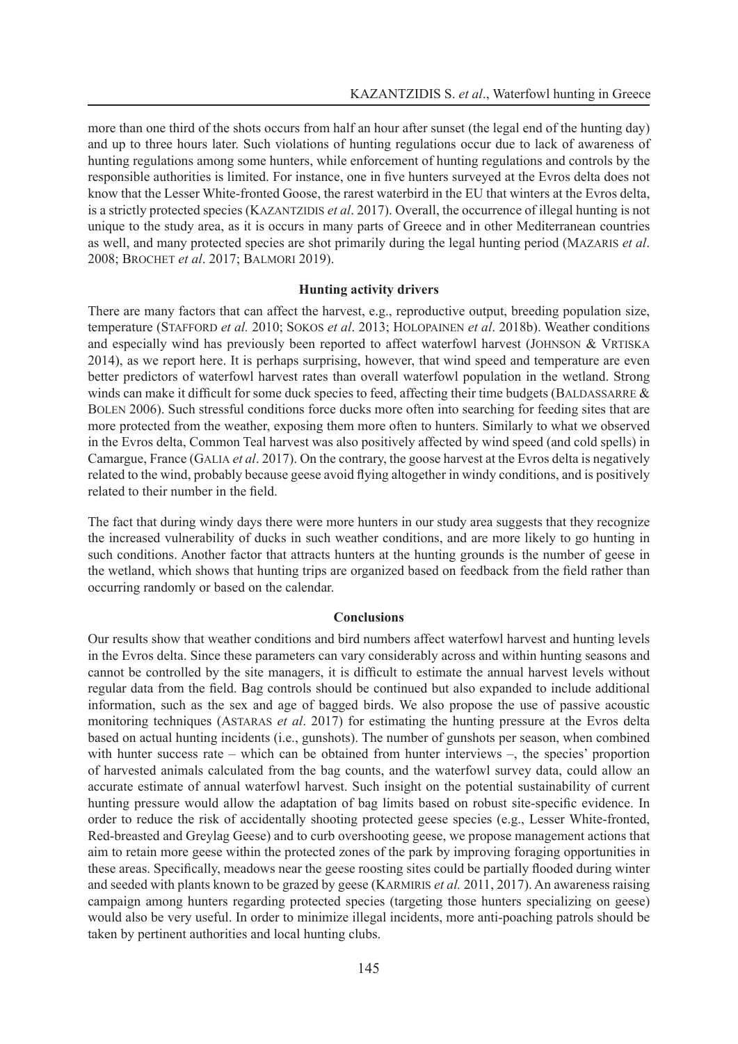more than one third of the shots occurs from half an hour after sunset (the legal end of the hunting day) and up to three hours later. Such violations of hunting regulations occur due to lack of awareness of hunting regulations among some hunters, while enforcement of hunting regulations and controls by the responsible authorities is limited. For instance, one in five hunters surveyed at the Evros delta does not know that the Lesser White-fronted Goose, the rarest waterbird in the EU that winters at the Evros delta, is a strictly protected species (Kazantzidis *et al*. 2017). Overall, the occurrence of illegal hunting is not unique to the study area, as it is occurs in many parts of Greece and in other Mediterranean countries as well, and many protected species are shot primarily during the legal hunting period (Mazaris *et al*. 2008; Brochet *et al*. 2017; Balmori 2019).

## Hunting activity drivers

There are many factors that can affect the harvest, e.g., reproductive output, breeding population size, temperature (Stafford *et al.* 2010; Sokos *et al*. 2013; Holopainen *et al*. 2018b). Weather conditions and especially wind has previously been reported to affect waterfowl harvest (Johnson & Vrtiska 2014), as we report here. It is perhaps surprising, however, that wind speed and temperature are even better predictors of waterfowl harvest rates than overall waterfowl population in the wetland. Strong winds can make it difficult for some duck species to feed, affecting their time budgets (Baldassarre & Bolen 2006). Such stressful conditions force ducks more often into searching for feeding sites that are more protected from the weather, exposing them more often to hunters. Similarly to what we observed in the Evros delta, Common Teal harvest was also positively affected by wind speed (and cold spells) in Camargue, France (Galia *et al*. 2017). On the contrary, the goose harvest at the Evros delta is negatively related to the wind, probably because geese avoid flying altogether in windy conditions, and is positively related to their number in the field.

The fact that during windy days there were more hunters in our study area suggests that they recognize the increased vulnerability of ducks in such weather conditions, and are more likely to go hunting in such conditions. Another factor that attracts hunters at the hunting grounds is the number of geese in the wetland, which shows that hunting trips are organized based on feedback from the field rather than occurring randomly or based on the calendar.

## Conclusions

Our results show that weather conditions and bird numbers affect waterfowl harvest and hunting levels in the Evros delta. Since these parameters can vary considerably across and within hunting seasons and cannot be controlled by the site managers, it is difficult to estimate the annual harvest levels without regular data from the field. Bag controls should be continued but also expanded to include additional information, such as the sex and age of bagged birds. We also propose the use of passive acoustic monitoring techniques (Astaras *et al*. 2017) for estimating the hunting pressure at the Evros delta based on actual hunting incidents (i.e., gunshots). The number of gunshots per season, when combined with hunter success rate – which can be obtained from hunter interviews –, the species' proportion of harvested animals calculated from the bag counts, and the waterfowl survey data, could allow an accurate estimate of annual waterfowl harvest. Such insight on the potential sustainability of current hunting pressure would allow the adaptation of bag limits based on robust site-specific evidence. In order to reduce the risk of accidentally shooting protected geese species (e.g., Lesser White-fronted, Red-breasted and Greylag Geese) and to curb overshooting geese, we propose management actions that aim to retain more geese within the protected zones of the park by improving foraging opportunities in these areas. Specifically, meadows near the geese roosting sites could be partially flooded during winter and seeded with plants known to be grazed by geese (Karmiris *et al.* 2011, 2017). An awareness raising campaign among hunters regarding protected species (targeting those hunters specializing on geese) would also be very useful. In order to minimize illegal incidents, more anti-poaching patrols should be taken by pertinent authorities and local hunting clubs.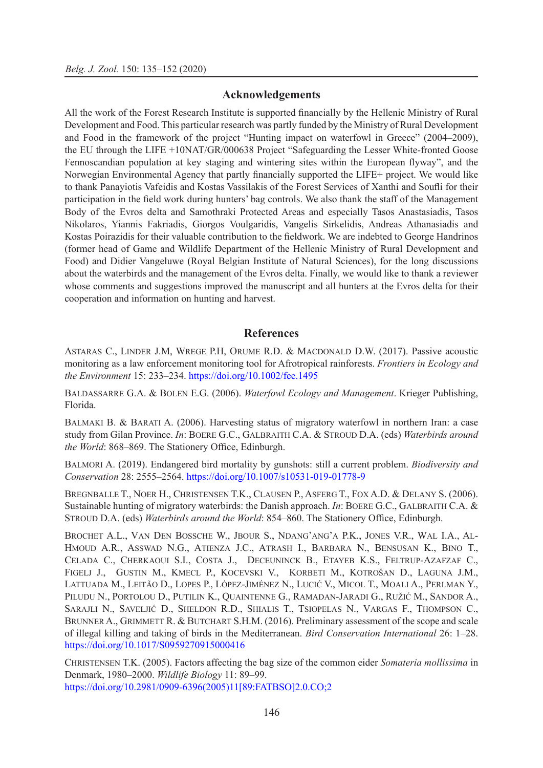## Acknowledgements

All the work of the Forest Research Institute is supported financially by the Hellenic Ministry of Rural Development and Food. This particular research was partly funded by the Ministry of Rural Development and Food in the framework of the project "Hunting impact on waterfowl in Greece" (2004–2009), the EU through the LIFE +10NAT/GR/000638 Project "Safeguarding the Lesser White-fronted Goose Fennoscandian population at key staging and wintering sites within the European flyway", and the Norwegian Environmental Agency that partly financially supported the LIFE+ project. We would like to thank Panayiotis Vafeidis and Kostas Vassilakis of the Forest Services of Xanthi and Soufli for their participation in the field work during hunters' bag controls. We also thank the staff of the Management Body of the Evros delta and Samothraki Protected Areas and especially Tasos Anastasiadis, Tasos Nikolaros, Yiannis Fakriadis, Giorgos Voulgaridis, Vangelis Sirkelidis, Andreas Athanasiadis and Kostas Poirazidis for their valuable contribution to the fieldwork. We are indebted to George Handrinos (former head of Game and Wildlife Department of the Hellenic Ministry of Rural Development and Food) and Didier Vangeluwe (Royal Belgian Institute of Natural Sciences), for the long discussions about the waterbirds and the management of the Evros delta. Finally, we would like to thank a reviewer whose comments and suggestions improved the manuscript and all hunters at the Evros delta for their cooperation and information on hunting and harvest.

## References

Astaras C., Linder J.M, Wrege P.H, Orume R.D. & Macdonald D.W. (2017). Passive acoustic monitoring as a law enforcement monitoring tool for Afrotropical rainforests. *Frontiers in Ecology and the Environment* 15: 233–234. https://doi.org/10.1002/fee.1495

Baldassarre G.A. & Bolen E.G. (2006). *Waterfowl Ecology and Management*. Krieger Publishing, Florida.

Balmaki B. & Barati A. (2006). Harvesting status of migratory waterfowl in northern Iran: a case study from Gilan Province. *In*: Boere G.C., Galbraith C.A. & Stroud D.A. (eds) *Waterbirds around the World*: 868–869. The Stationery Office, Edinburgh.

Balmori A. (2019). Endangered bird mortality by gunshots: still a current problem. *Biodiversity and Conservation* 28: 2555–2564. https://doi.org/10.1007/s10531-019-01778-9

Bregnballe T., Noer H., Christensen T.K., Clausen P., Asferg T., Fox A.D. & Delany S. (2006). Sustainable hunting of migratory waterbirds: the Danish approach. *In*: Boere G.C., Galbraith C.A. & Stroud D.A. (eds) *Waterbirds around the World*: 854–860. The Stationery Office, Edinburgh.

Brochet A.L., Van Den Bossche W., Jbour S., Ndang'ang'a P.K., Jones V.R., Wal I.A., Al-Hmoud A.R., Asswad N.G., Atienza J.C., Atrash I., Barbara N., Bensusan K., Bino T., Celada C., Cherkaoui S.I., Costa J., Deceuninck B., Etayeb K.S., Feltrup-Azafzaf C., Figelj J., Gustin M., Kmecl P., Kocevski V., Korbeti M., Kotrošan D., Laguna J.M., Lattuada M., Leitão D., Lopes P., López-Jiménez N., Lucić V., Micol T., Moali A., Perlman Y., Piludu N., Portolou D., Putilin K., Quaintenne G., Ramadan-Jaradi G., Ružić M., Sandor A., Sarajli N., Saveljić D., Sheldon R.D., Shialis T., Tsiopelas N., Vargas F., Thompson C., Brunner A., Grimmett R. & Butchart S.H.M. (2016). Preliminary assessment of the scope and scale of illegal killing and taking of birds in the Mediterranean. *Bird Conservation International* 26: 1–28. https://doi.org/10.1017/S0959270915000416

Christensen T.K. (2005). Factors affecting the bag size of the common eider *Somateria mollissima* in Denmark, 1980–2000. *Wildlife Biology* 11: 89–99. https://doi.org/10.2981/0909-6396(2005)11[89:FATBSO]2.0.CO;2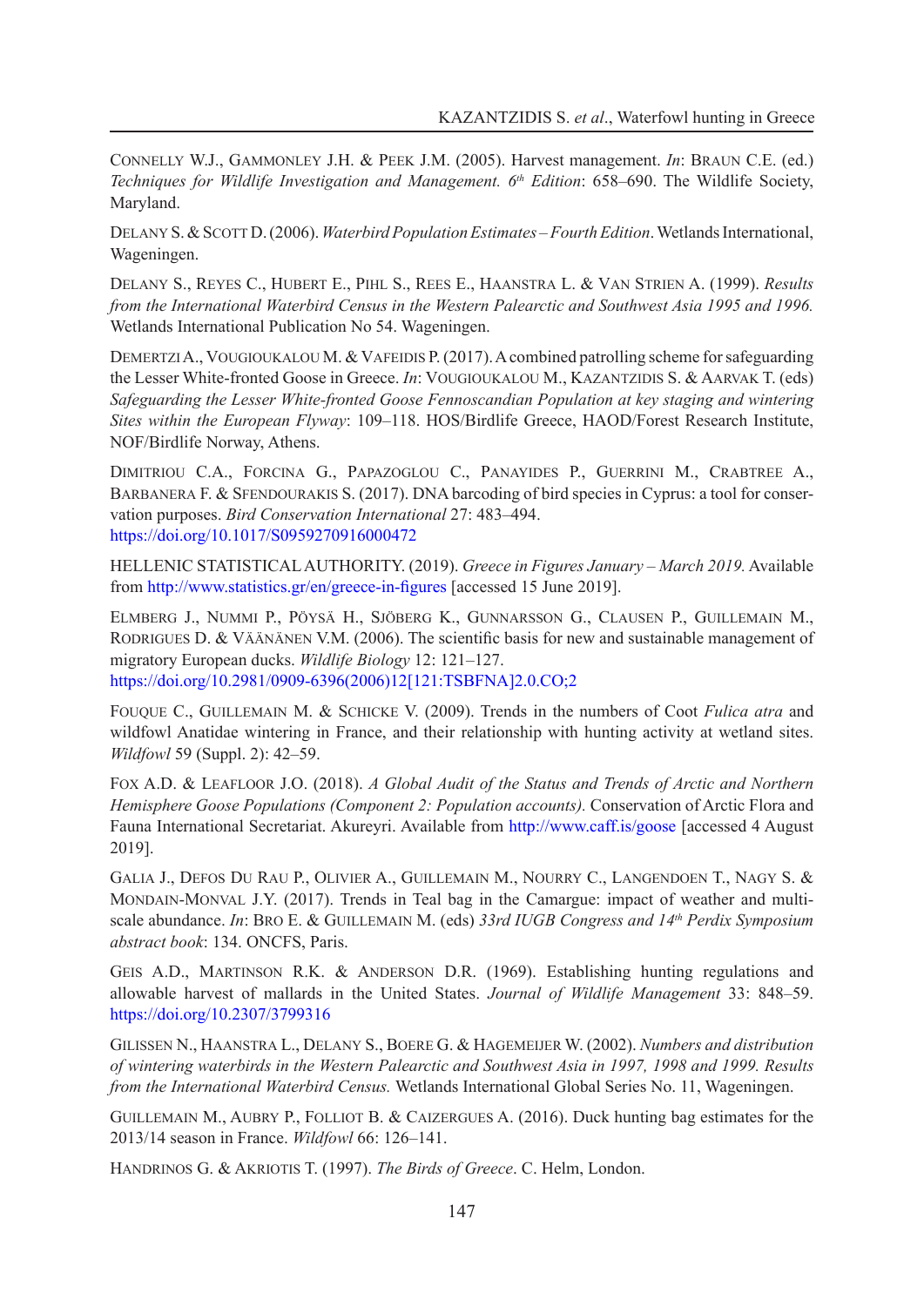Connelly W.J., Gammonley J.H. & Peek J.M. (2005). Harvest management. *In*: Braun C.E. (ed.) *Techniques for Wildlife Investigation and Management. 6th Edition*: 658–690. The Wildlife Society, Maryland.

Delany S. & Scott D. (2006). *Waterbird Population Estimates – Fourth Edition*. Wetlands International, Wageningen.

Delany S., Reyes C., Hubert E., Pihl S., Rees E., Haanstra L. & Van Strien A. (1999). *Results from the International Waterbird Census in the Western Palearctic and Southwest Asia 1995 and 1996.* Wetlands International Publication No 54. Wageningen.

Demertzi A., Vougioukalou M. & Vafeidis P. (2017). A combined patrolling scheme for safeguarding the Lesser White-fronted Goose in Greece. *In*: Vougioukalou M., Kazantzidis S. & Aarvak T. (eds) *Safeguarding the Lesser White-fronted Goose Fennoscandian Population at key staging and wintering Sites within the European Flyway*: 109–118. HOS/Birdlife Greece, HAOD/Forest Research Institute, NOF/Birdlife Norway, Athens.

Dimitriou C.A., Forcina G., Papazoglou C., Panayides P., Guerrini M., Crabtree A., Barbanera F. & Sfendourakis S. (2017). DNA barcoding of bird species in Cyprus: a tool for conservation purposes. *Bird Conservation International* 27: 483–494. https://doi.org/10.1017/S0959270916000472

HELLENIC STATISTICAL AUTHORITY. (2019). *Greece in Figures January – March 2019.* Available from http://www.statistics.gr/en/greece-in-figures [accessed 15 June 2019].

Elmberg J., Nummi P., Pöysä H., Sjöberg K., Gunnarsson G., Clausen P., Guillemain M., Rodrigues D. & Väänänen V.M. (2006). The scientific basis for new and sustainable management of migratory European ducks. *Wildlife Biology* 12: 121–127. https://doi.org/10.2981/0909-6396(2006)12[121:TSBFNA]2.0.CO;2

Fouque C., Guillemain M. & Schicke V. (2009). Trends in the numbers of Coot *Fulica atra* and wildfowl Anatidae wintering in France, and their relationship with hunting activity at wetland sites. *Wildfowl* 59 (Suppl. 2): 42–59.

Fox A.D. & Leafloor J.O. (2018). *A Global Audit of the Status and Trends of Arctic and Northern Hemisphere Goose Populations (Component 2: Population accounts).* Conservation of Arctic Flora and Fauna International Secretariat. Akureyri. Available from http://www.caff.is/goose [accessed 4 August 2019].

Galia J., Defos Du Rau P., Olivier A., Guillemain M., Nourry C., Langendoen T., Nagy S. & Mondain-Monval J.Y. (2017). Trends in Teal bag in the Camargue: impact of weather and multi-scale abundance. *In*: Bro E. & Guillemain M. (eds) *33rd IUGB Congress and 14th Perdix Symposium abstract book*: 134. ONCFS, Paris.

Geis A.D., Martinson R.K. & Anderson D.R. (1969). Establishing hunting regulations and allowable harvest of mallards in the United States. *Journal of Wildlife Management* 33: 848–59. https://doi.org/10.2307/3799316

Gilissen N., Haanstra L., Delany S., Boere G. & Hagemeijer W. (2002). *Numbers and distribution of wintering waterbirds in the Western Palearctic and Southwest Asia in 1997, 1998 and 1999. Results from the International Waterbird Census.* Wetlands International Global Series No. 11, Wageningen.

Guillemain M., Aubry P., Folliot B. & Caizergues A. (2016). Duck hunting bag estimates for the 2013/14 season in France. *Wildfowl* 66: 126–141.

Handrinos G. & Akriotis T. (1997). *The Birds of Greece*. C. Helm, London.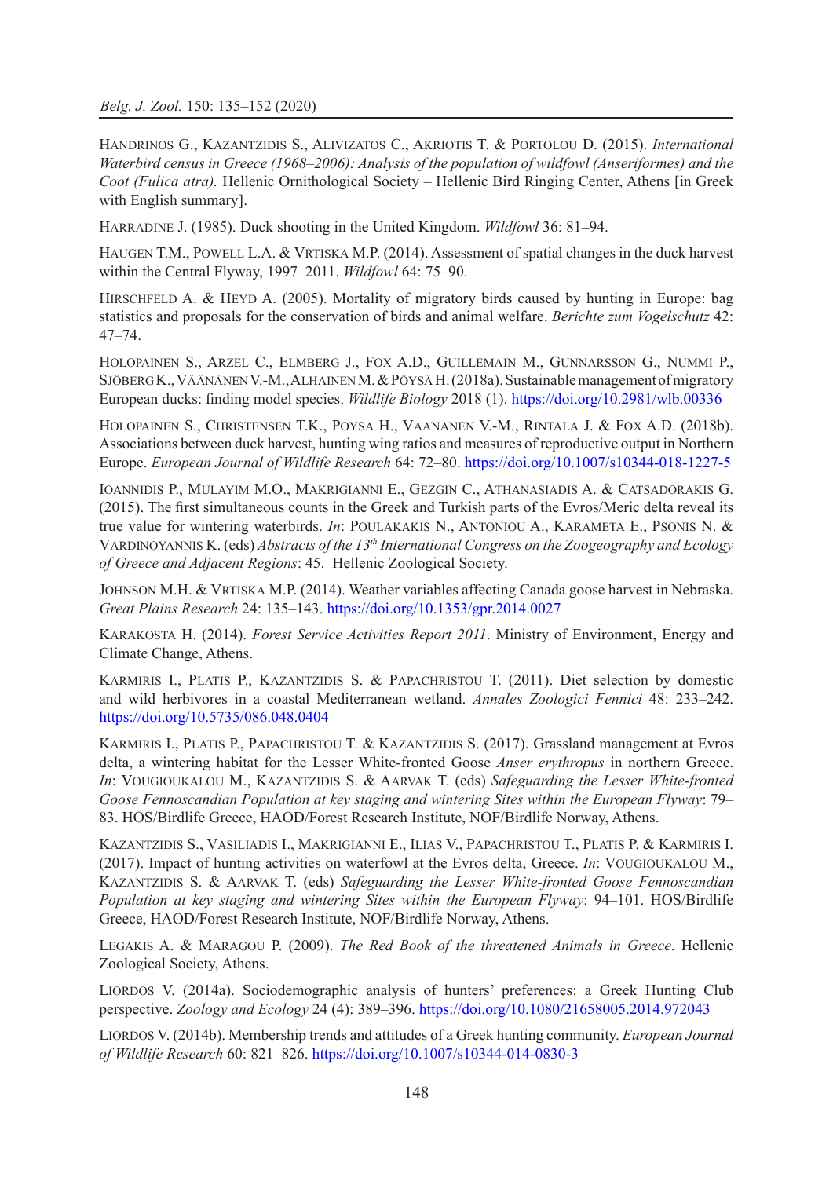Handrinos G., Kazantzidis S., Alivizatos C., Akriotis T. & Portolou D. (2015). *International Waterbird census in Greece (1968–2006): Analysis of the population of wildfowl (Anseriformes) and the Coot (Fulica atra).* Hellenic Ornithological Society – Hellenic Bird Ringing Center, Athens [in Greek with English summary].

Harradine J. (1985). Duck shooting in the United Kingdom. *Wildfowl* 36: 81–94.

Haugen T.M., Powell L.A. & Vrtiska M.P. (2014). Assessment of spatial changes in the duck harvest within the Central Flyway, 1997–2011. *Wildfowl* 64: 75–90.

Hirschfeld A. & Heyd A. (2005). Mortality of migratory birds caused by hunting in Europe: bag statistics and proposals for the conservation of birds and animal welfare. *Berichte zum Vogelschutz* 42: 47–74.

Holopainen S., Arzel C., Elmberg J., Fox A.D., Guillemain M., Gunnarsson G., Nummi P., Sjöberg K., Väänänen V.-M., Alhainen M. & Pöysä H. (2018a). Sustainable management of migratory European ducks: finding model species. *Wildlife Biology* 2018 (1). https://doi.org/10.2981/wlb.00336

Holopainen S., Christensen T.K., Poysa H., Vaananen V.-M., Rintala J. & Fox A.D. (2018b). Associations between duck harvest, hunting wing ratios and measures of reproductive output in Northern Europe. *European Journal of Wildlife Research* 64: 72–80. https://doi.org/10.1007/s10344-018-1227-5

Ioannidis P., Mulayim M.O., Makrigianni E., Gezgin C., Athanasiadis A. & Catsadorakis G. (2015). The first simultaneous counts in the Greek and Turkish parts of the Evros/Meric delta reveal its true value for wintering waterbirds. *In*: Poulakakis N., Antoniou A., Karameta E., Psonis N. & Vardinoyannis K. (eds) *Abstracts of the 13th International Congress on the Zoogeography and Ecology of Greece and Adjacent Regions*: 45. Hellenic Zoological Society.

Johnson M.H. & Vrtiska M.P. (2014). Weather variables affecting Canada goose harvest in Nebraska. *Great Plains Research* 24: 135–143. https://doi.org/10.1353/gpr.2014.0027

Karakosta H. (2014). *Forest Service Activities Report 2011*. Ministry of Environment, Energy and Climate Change, Athens.

Karmiris I., Platis P., Kazantzidis S. & Papachristou T. (2011). Diet selection by domestic and wild herbivores in a coastal Mediterranean wetland. *Annales Zoologici Fennici* 48: 233–242. https://doi.org/10.5735/086.048.0404

Karmiris I., Platis P., Papachristou T. & Kazantzidis S. (2017). Grassland management at Evros delta, a wintering habitat for the Lesser White-fronted Goose *Anser erythropus* in northern Greece. *In*: Vougioukalou M., Kazantzidis S. & Aarvak T. (eds) *Safeguarding the Lesser White-fronted Goose Fennoscandian Population at key staging and wintering Sites within the European Flyway*: 79–83. HOS/Birdlife Greece, HAOD/Forest Research Institute, NOF/Birdlife Norway, Athens.

Kazantzidis S., Vasiliadis I., Makrigianni E., Ilias V., Papachristou T., Platis P. & Karmiris I. (2017). Impact of hunting activities on waterfowl at the Evros delta, Greece. *In*: Vougioukalou M., Kazantzidis S. & Aarvak T. (eds) *Safeguarding the Lesser White-fronted Goose Fennoscandian Population at key staging and wintering Sites within the European Flyway*: 94–101. HOS/Birdlife Greece, HAOD/Forest Research Institute, NOF/Birdlife Norway, Athens.

Legakis A. & Maragou P. (2009). *The Red Book of the threatened Animals in Greece*. Hellenic Zoological Society, Athens.

Liordos V. (2014a). Sociodemographic analysis of hunters' preferences: a Greek Hunting Club perspective. *Zoology and Ecology* 24 (4): 389–396. https://doi.org/10.1080/21658005.2014.972043

Liordos V. (2014b). Membership trends and attitudes of a Greek hunting community. *European Journal of Wildlife Research* 60: 821–826. https://doi.org/10.1007/s10344-014-0830-3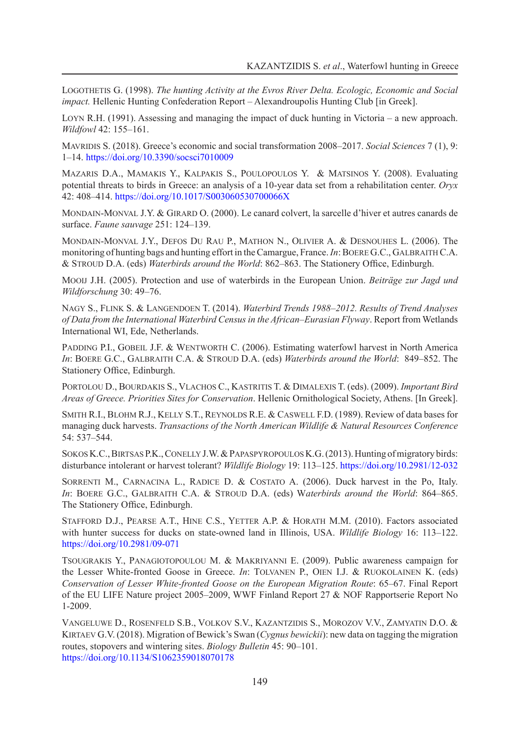Logothetis G. (1998). *The hunting Activity at the Evros River Delta. Ecologic, Economic and Social impact.* Hellenic Hunting Confederation Report – Alexandroupolis Hunting Club [in Greek].

Loyn R.H. (1991). Assessing and managing the impact of duck hunting in Victoria – a new approach. *Wildfowl* 42: 155–161.

Mavridis S. (2018). Greece's economic and social transformation 2008–2017. *Social Sciences* 7 (1), 9: 1–14. https://doi.org/10.3390/socsci7010009

Mazaris D.A., Mamakis Y., Kalpakis S., Poulopoulos Y. & Matsinos Y. (2008). Evaluating potential threats to birds in Greece: an analysis of a 10-year data set from a rehabilitation center. *Oryx* 42: 408–414. https://doi.org/10.1017/S003060530700066X

Mondain-Monval J.Y. & Girard O. (2000). Le canard colvert, la sarcelle d'hiver et autres canards de surface. *Faune sauvage* 251: 124–139.

Mondain-Monval J.Y., Defos Du Rau P., Mathon N., Olivier A. & Desnouhes L. (2006). The monitoring of hunting bags and hunting effort in the Camargue, France. *In*: Boere G.C., Galbraith C.A. & Stroud D.A. (eds) *Waterbirds around the World*: 862–863. The Stationery Office, Edinburgh.

Mooij J.H. (2005). Protection and use of waterbirds in the European Union. *Beiträge zur Jagd und Wildforschung* 30: 49–76.

Nagy S., Flink S. & Langendoen T. (2014). *Waterbird Trends 1988–2012. Results of Trend Analyses of Data from the International Waterbird Census in the African–Eurasian Flyway*. Report from Wetlands International WI, Ede, Netherlands.

Padding P.I., Gobeil J.F. & Wentworth C. (2006). Estimating waterfowl harvest in North America *In*: Boere G.C., Galbraith C.A. & Stroud D.A. (eds) *Waterbirds around the World*: 849–852. The Stationery Office, Edinburgh.

Portolou D., Bourdakis S., Vlachos C., Kastritis T. & Dimalexis T. (eds). (2009). *Important Bird Areas of Greece. Priorities Sites for Conservation*. Hellenic Ornithological Society, Athens. [In Greek].

Smith R.I., Blohm R.J., Kelly S.T., Reynolds R.E. & Caswell F.D. (1989). Review of data bases for managing duck harvests. *Transactions of the North American Wildlife & Natural Resources Conference* 54: 537–544.

Sokos K.C., Birtsas P.K., Conelly J.W. & Papaspyropoulos K.G. (2013). Hunting of migratory birds: disturbance intolerant or harvest tolerant? *Wildlife Biology* 19: 113–125. https://doi.org/10.2981/12-032

Sorrenti M., Carnacina L., Radice D. & Costato A. (2006). Duck harvest in the Po, Italy. *In*: Boere G.C., Galbraith C.A. & Stroud D.A. (eds) *Waterbirds around the World*: 864–865. The Stationery Office, Edinburgh.

Stafford D.J., Pearse A.T., Hine C.S., Yetter A.P. & Horath M.M. (2010). Factors associated with hunter success for ducks on state-owned land in Illinois, USA. *Wildlife Biology* 16: 113–122. https://doi.org/10.2981/09-071

Tsougrakis Y., Panagiotopoulou M. & Makriyanni E. (2009). Public awareness campaign for the Lesser White-fronted Goose in Greece. *In*: Tolvanen P., Oien I.J. & Ruokolainen K. (eds) *Conservation of Lesser White-fronted Goose on the European Migration Route*: 65–67. Final Report of the EU LIFE Nature project 2005–2009, WWF Finland Report 27 & NOF Rapportserie Report No 1-2009.

Vangeluwe D., Rosenfeld S.B., Volkov S.V., Kazantzidis S., Morozov V.V., Zamyatin D.O. & Kirtaev G.V. (2018). Migration of Bewick's Swan (*Cygnus bewickii*): new data on tagging the migration routes, stopovers and wintering sites. *Biology Bulletin* 45: 90–101. https://doi.org/10.1134/S1062359018070178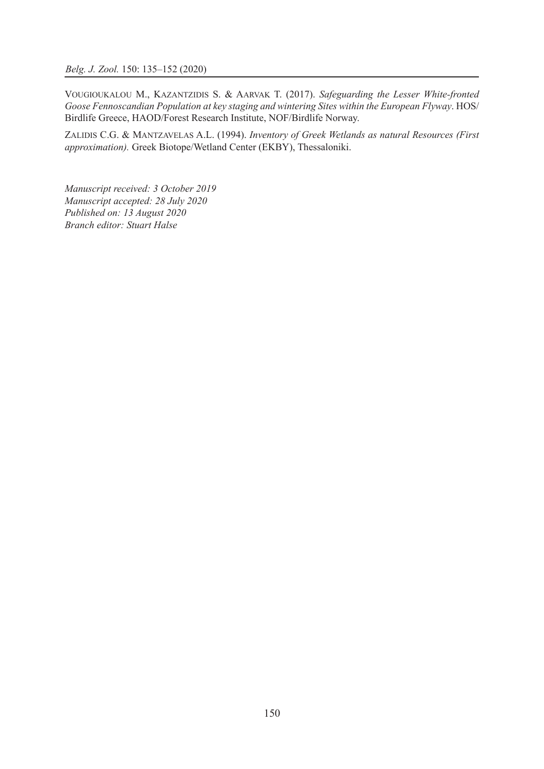Vougioukalou M., Kazantzidis S. & Aarvak T. (2017). *Safeguarding the Lesser White-fronted Goose Fennoscandian Population at key staging and wintering Sites within the European Flyway*. HOS/ Birdlife Greece, HAOD/Forest Research Institute, NOF/Birdlife Norway.

Zalidis C.G. & Mantzavelas A.L. (1994). *Inventory of Greek Wetlands as natural Resources (First approximation).* Greek Biotope/Wetland Center (EKBY), Thessaloniki.

*Manuscript received: 3 October 2019*
*Manuscript accepted: 28 July 2020*
*Published on: 13 August 2020*
*Branch editor: Stuart Halse*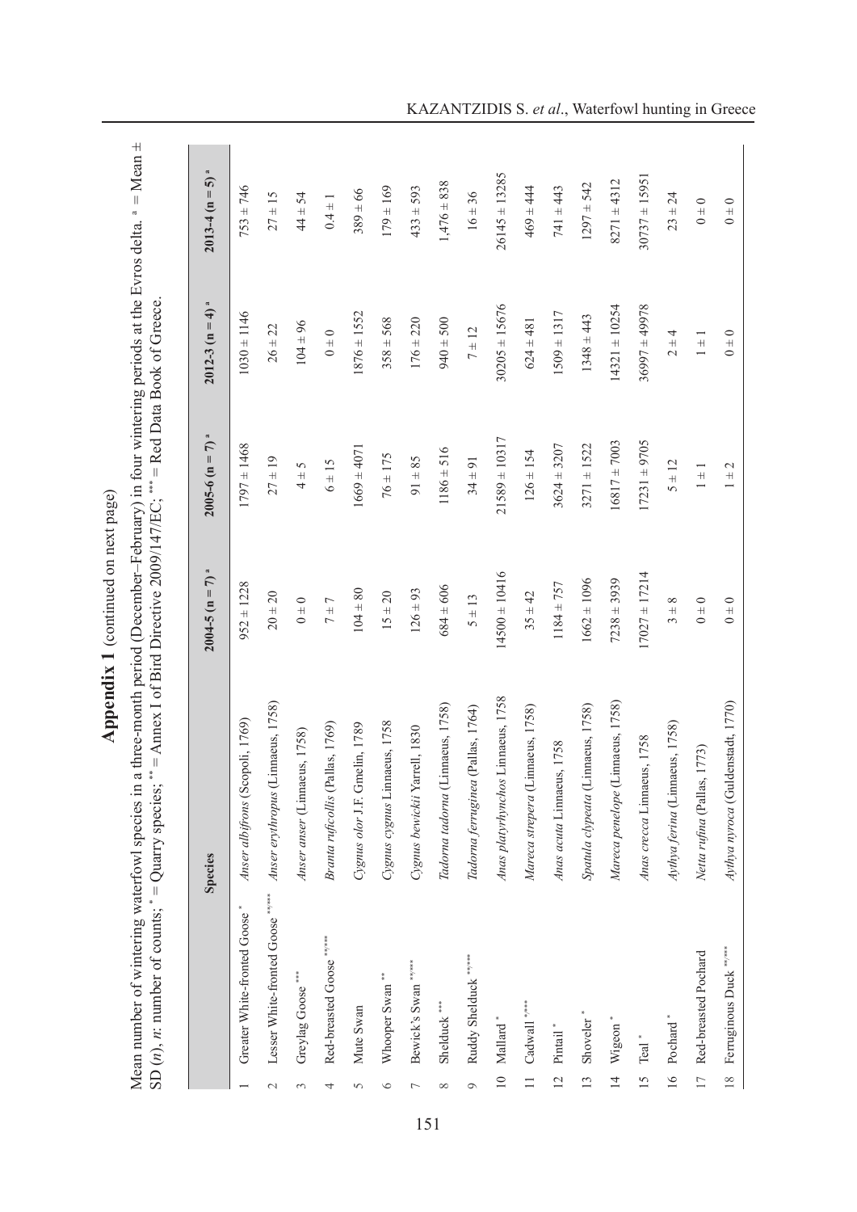**Appendix 1** (continued on next page)

Mean number of wintering waterfowl species in a three-month period (December–February) in four wintering periods at the Evros delta. [a] = Mean ± SD (*n*), *n*: number of counts; * = Quarry species; ** = Annex I of Bird Directive 2009/147/EC; *** = Red Data Book of Greece.

| | | Species | 2004-5 (n = 7) [a] | 2005-6 (n = 7) [a] | 2012-3 (n = 4) [a] | 2013-4 (n = 5) [a] |
|---|---|---|---|---|---|---|
| 1 | Greater White-fronted Goose * | *Anser albifrons* (Scopoli, 1769) | 952 ± 1228 | 1797 ± 1468 | 1030 ± 1146 | 753 ± 746 |
| 2 | Lesser White-fronted Goose **/*** | *Anser erythropus* (Linnaeus, 1758) | 20 ± 20 | 27 ± 19 | 26 ± 22 | 27 ± 15 |
| 3 | Greylag Goose *** | *Anser anser* (Linnaeus, 1758) | 0 ± 0 | 4 ± 5 | 104 ± 96 | 44 ± 54 |
| 4 | Red-breasted Goose **/*** | *Branta ruficollis* (Pallas, 1769) | 7 ± 7 | 6 ± 15 | 0 ± 0 | 0.4 ± 1 |
| 5 | Mute Swan | *Cygnus olor* J.F. Gmelin, 1789 | 104 ± 80 | 1669 ± 4071 | 1876 ± 1552 | 389 ± 66 |
| 6 | Whooper Swan ** | *Cygnus cygnus* Linnaeus, 1758 | 15 ± 20 | 76 ± 175 | 358 ± 568 | 179 ± 169 |
| 7 | Bewick's Swan **/*** | *Cygnus bewickii* Yarrell, 1830 | 126 ± 93 | 91 ± 85 | 176 ± 220 | 433 ± 593 |
| 8 | Shelduck *** | *Tadorna tadorna* (Linnaeus, 1758) | 684 ± 606 | 1186 ± 516 | 940 ± 500 | 1,476 ± 838 |
| 9 | Ruddy Shelduck **/*** | *Tadorna ferruginea* (Pallas, 1764) | 5 ± 13 | 34 ± 91 | 7 ± 12 | 16 ± 36 |
| 10 | Mallard * | *Anas platyrhynchos* Linnaeus, 1758 | 14500 ± 10416 | 21589 ± 10317 | 30205 ± 15676 | 26145 ± 13285 |
| 11 | Cadwall */*** | *Mareca strepera* (Linnaeus, 1758) | 35 ± 42 | 126 ± 154 | 624 ± 481 | 469 ± 444 |
| 12 | Pintail * | *Anas acuta* Linnaeus, 1758 | 1184 ± 757 | 3624 ± 3207 | 1509 ± 1317 | 741 ± 443 |
| 13 | Shoveler * | *Spatula clypeata* (Linnaeus, 1758) | 1662 ± 1096 | 3271 ± 1522 | 1348 ± 443 | 1297 ± 542 |
| 14 | Wigeon * | *Mareca penelope* (Linnaeus, 1758) | 7238 ± 3939 | 16817 ± 7003 | 14321 ± 10254 | 8271 ± 4312 |
| 15 | Teal * | *Anas crecca* Linnaeus, 1758 | 17027 ± 17214 | 17231 ± 9705 | 36997 ± 49978 | 30737 ± 15951 |
| 16 | Pochard * | *Aythya ferina* (Linnaeus, 1758) | 3 ± 8 | 5 ± 12 | 2 ± 4 | 23 ± 24 |
| 17 | Red-breasted Pochard | *Netta rufina* (Pallas, 1773) | 0 ± 0 | 1 ± 1 | 1 ± 1 | 0 ± 0 |
| 18 | Ferruginous Duck **/*** | *Aythya nyroca* (Guldenstadt, 1770) | 0 ± 0 | 1 ± 2 | 0 ± 0 | 0 ± 0 |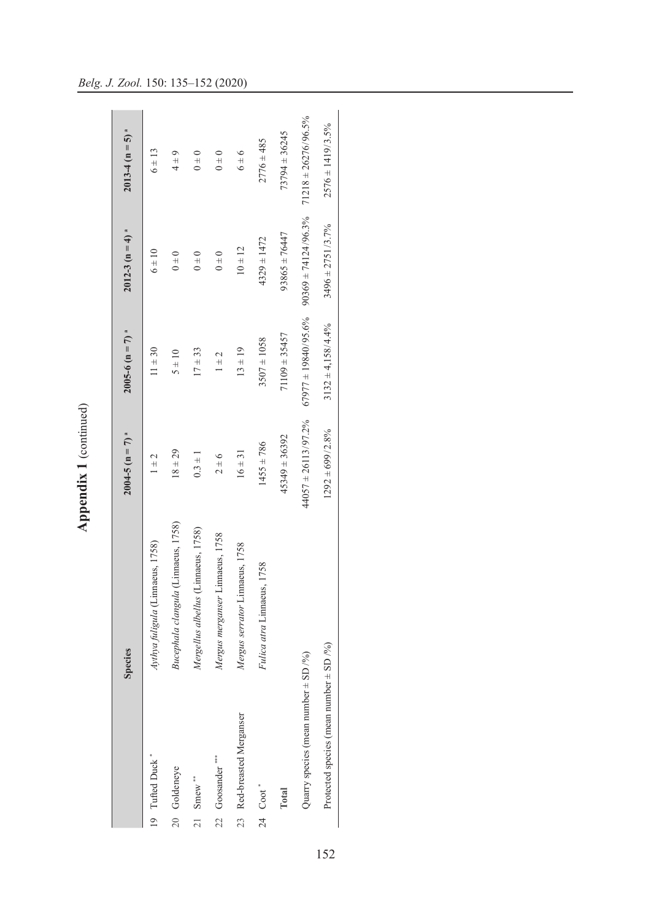**Appendix 1** (continued)

| | | Species | 2004-5 (n = 7) [a] | 2005-6 (n = 7) [a] | 2012-3 (n = 4) [a] | 2013-4 (n = 5) [a] |
|---|---|---|---|---|---|---|
| 19 | Tufted Duck [*] | *Aythya fuligula* (Linnaeus, 1758) | 1 ± 2 | 11 ± 30 | 6 ± 10 | 6 ± 13 |
| 20 | Goldeneye | *Bucephala clangula* (Linnaeus, 1758) | 18 ± 29 | 5 ± 10 | 0 ± 0 | 4 ± 9 |
| 21 | Smew [**] | *Mergellus albellus* (Linnaeus, 1758) | 0.3 ± 1 | 17 ± 33 | 0 ± 0 | 0 ± 0 |
| 22 | Goosander [***] | *Mergus merganser* Linnaeus, 1758 | 2 ± 6 | 1 ± 2 | 0 ± 0 | 0 ± 0 |
| 23 | Red-breasted Merganser | *Mergus serrator* Linnaeus, 1758 | 16 ± 31 | 13 ± 19 | 10 ± 12 | 6 ± 6 |
| 24 | Coot [*] | *Fulica atra* Linnaeus, 1758 | 1455 ± 786 | 3507 ± 1058 | 4329 ± 1472 | 2776 ± 485 |
| | **Total** | | 45349 ± 36392 | 71109 ± 35457 | 93865 ± 76447 | 73794 ± 36245 |
| | Quarry species (mean number ± SD /%) | | 44057 ± 26113/97.2% | 67977 ± 19840/95.6% | 90369 ± 74124/96.3% | 71218 ± 26276/96.5% |
| | Protected species (mean number ± SD /%) | | 1292 ± 699/2.8% | 3132 ± 4,158/4.4% | 3496 ± 2751/3.7% | 2576 ± 1419/3.5% |